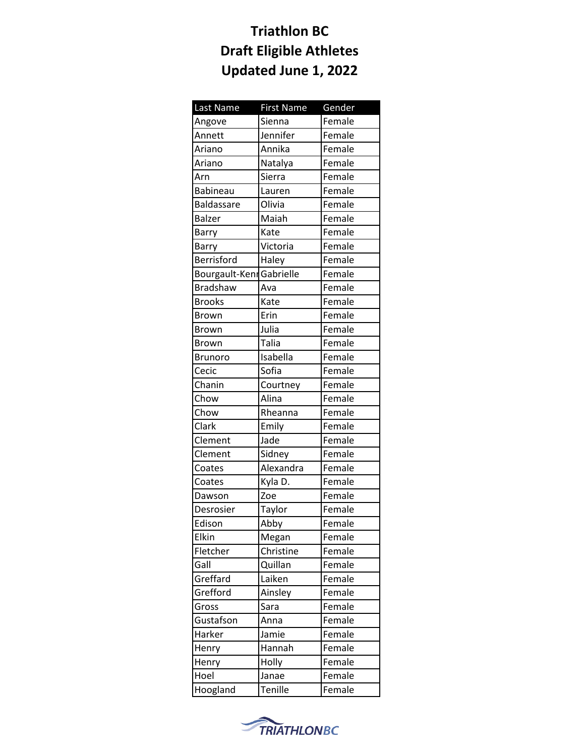# Triathlon BC
# Draft Eligible Athletes
# Updated June 1, 2022

| Last Name | First Name | Gender |
|---|---|---|
| Angove | Sienna | Female |
| Annett | Jennifer | Female |
| Ariano | Annika | Female |
| Ariano | Natalya | Female |
| Arn | Sierra | Female |
| Babineau | Lauren | Female |
| Baldassare | Olivia | Female |
| Balzer | Maiah | Female |
| Barry | Kate | Female |
| Barry | Victoria | Female |
| Berrisford | Haley | Female |
| Bourgault-Kenr | Gabrielle | Female |
| Bradshaw | Ava | Female |
| Brooks | Kate | Female |
| Brown | Erin | Female |
| Brown | Julia | Female |
| Brown | Talia | Female |
| Brunoro | Isabella | Female |
| Cecic | Sofia | Female |
| Chanin | Courtney | Female |
| Chow | Alina | Female |
| Chow | Rheanna | Female |
| Clark | Emily | Female |
| Clement | Jade | Female |
| Clement | Sidney | Female |
| Coates | Alexandra | Female |
| Coates | Kyla D. | Female |
| Dawson | Zoe | Female |
| Desrosier | Taylor | Female |
| Edison | Abby | Female |
| Elkin | Megan | Female |
| Fletcher | Christine | Female |
| Gall | Quillan | Female |
| Greffard | Laiken | Female |
| Grefford | Ainsley | Female |
| Gross | Sara | Female |
| Gustafson | Anna | Female |
| Harker | Jamie | Female |
| Henry | Hannah | Female |
| Henry | Holly | Female |
| Hoel | Janae | Female |
| Hoogland | Tenille | Female |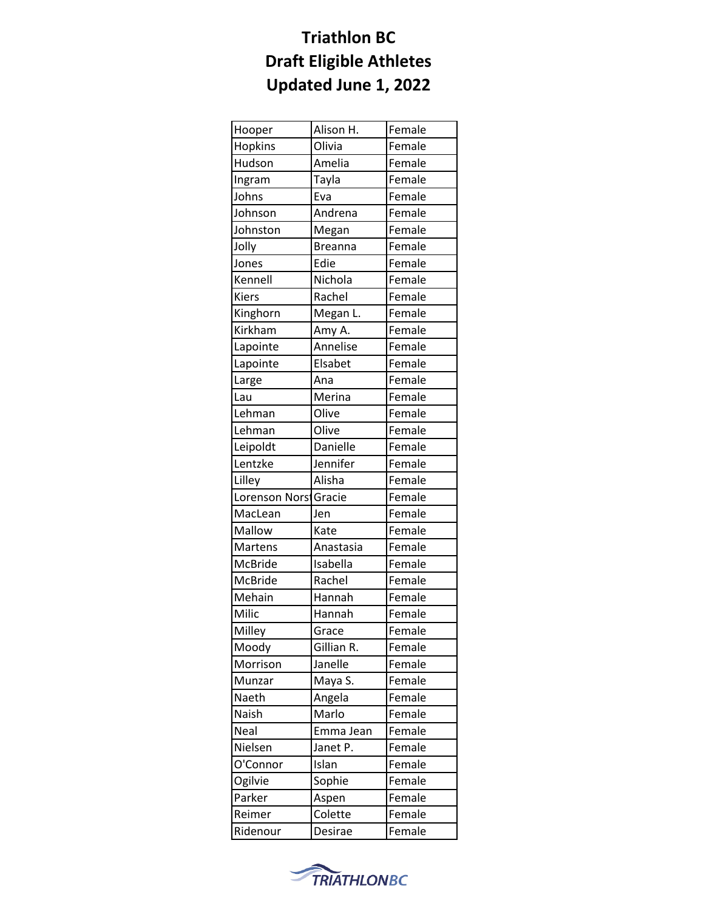# Triathlon BC
# Draft Eligible Athletes
# Updated June 1, 2022

| | | |
|---|---|---|
| Hooper | Alison H. | Female |
| Hopkins | Olivia | Female |
| Hudson | Amelia | Female |
| Ingram | Tayla | Female |
| Johns | Eva | Female |
| Johnson | Andrena | Female |
| Johnston | Megan | Female |
| Jolly | Breanna | Female |
| Jones | Edie | Female |
| Kennell | Nichola | Female |
| Kiers | Rachel | Female |
| Kinghorn | Megan L. | Female |
| Kirkham | Amy A. | Female |
| Lapointe | Annelise | Female |
| Lapointe | Elsabet | Female |
| Large | Ana | Female |
| Lau | Merina | Female |
| Lehman | Olive | Female |
| Lehman | Olive | Female |
| Leipoldt | Danielle | Female |
| Lentzke | Jennifer | Female |
| Lilley | Alisha | Female |
| Lorenson Norst | Gracie | Female |
| MacLean | Jen | Female |
| Mallow | Kate | Female |
| Martens | Anastasia | Female |
| McBride | Isabella | Female |
| McBride | Rachel | Female |
| Mehain | Hannah | Female |
| Milic | Hannah | Female |
| Milley | Grace | Female |
| Moody | Gillian R. | Female |
| Morrison | Janelle | Female |
| Munzar | Maya S. | Female |
| Naeth | Angela | Female |
| Naish | Marlo | Female |
| Neal | Emma Jean | Female |
| Nielsen | Janet P. | Female |
| O'Connor | Islan | Female |
| Ogilvie | Sophie | Female |
| Parker | Aspen | Female |
| Reimer | Colette | Female |
| Ridenour | Desirae | Female |

TRIATHLONBC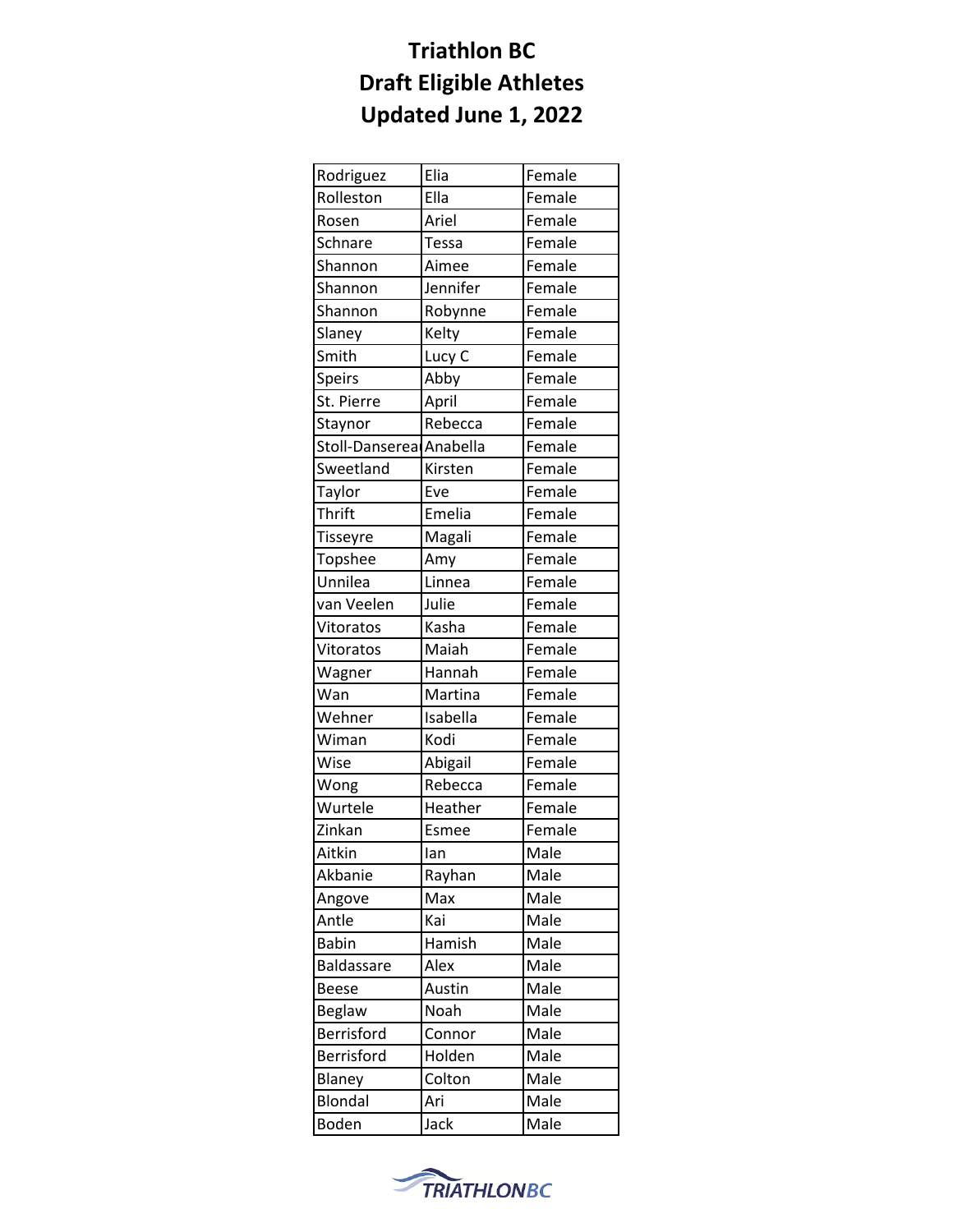# Triathlon BC
# Draft Eligible Athletes
# Updated June 1, 2022

| | | |
|---|---|---|
| Rodriguez | Elia | Female |
| Rolleston | Ella | Female |
| Rosen | Ariel | Female |
| Schnare | Tessa | Female |
| Shannon | Aimee | Female |
| Shannon | Jennifer | Female |
| Shannon | Robynne | Female |
| Slaney | Kelty | Female |
| Smith | Lucy C | Female |
| Speirs | Abby | Female |
| St. Pierre | April | Female |
| Staynor | Rebecca | Female |
| Stoll-Dansereau | Anabella | Female |
| Sweetland | Kirsten | Female |
| Taylor | Eve | Female |
| Thrift | Emelia | Female |
| Tisseyre | Magali | Female |
| Topshee | Amy | Female |
| Unnilea | Linnea | Female |
| van Veelen | Julie | Female |
| Vitoratos | Kasha | Female |
| Vitoratos | Maiah | Female |
| Wagner | Hannah | Female |
| Wan | Martina | Female |
| Wehner | Isabella | Female |
| Wiman | Kodi | Female |
| Wise | Abigail | Female |
| Wong | Rebecca | Female |
| Wurtele | Heather | Female |
| Zinkan | Esmee | Female |
| Aitkin | Ian | Male |
| Akbanie | Rayhan | Male |
| Angove | Max | Male |
| Antle | Kai | Male |
| Babin | Hamish | Male |
| Baldassare | Alex | Male |
| Beese | Austin | Male |
| Beglaw | Noah | Male |
| Berrisford | Connor | Male |
| Berrisford | Holden | Male |
| Blaney | Colton | Male |
| Blondal | Ari | Male |
| Boden | Jack | Male |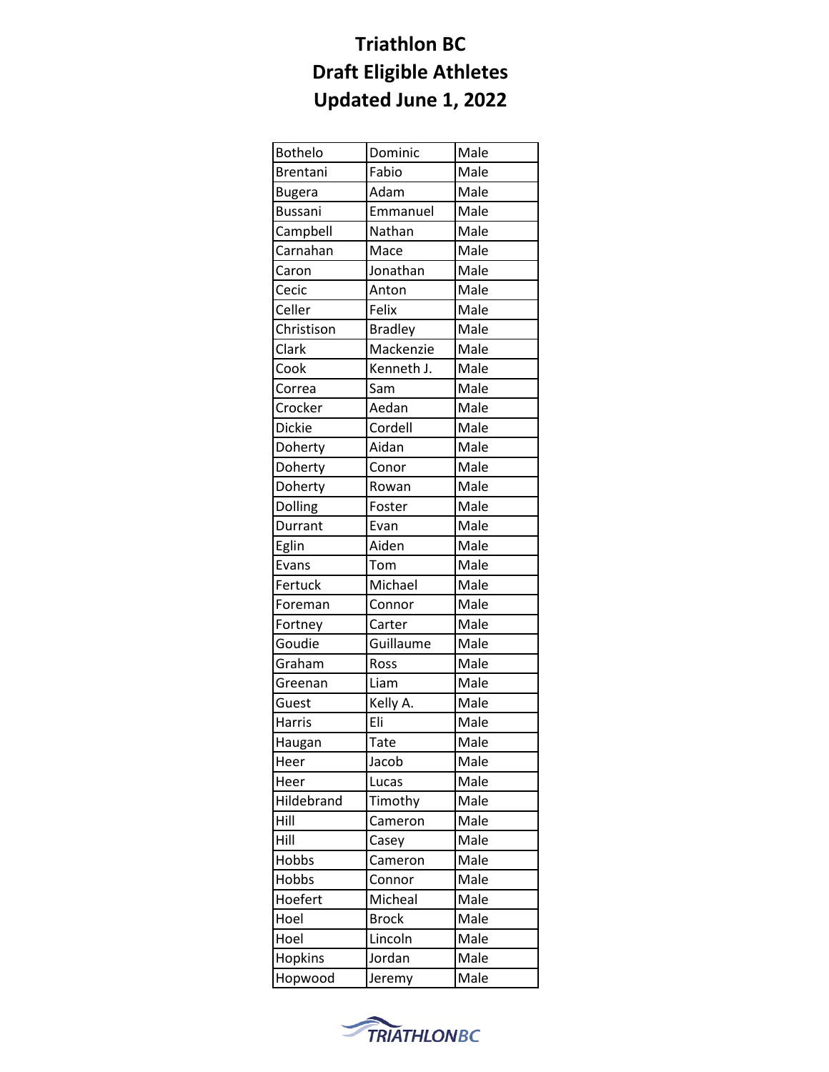# Triathlon BC
# Draft Eligible Athletes
# Updated June 1, 2022

| | | |
|---|---|---|
| Bothelo | Dominic | Male |
| Brentani | Fabio | Male |
| Bugera | Adam | Male |
| Bussani | Emmanuel | Male |
| Campbell | Nathan | Male |
| Carnahan | Mace | Male |
| Caron | Jonathan | Male |
| Cecic | Anton | Male |
| Celler | Felix | Male |
| Christison | Bradley | Male |
| Clark | Mackenzie | Male |
| Cook | Kenneth J. | Male |
| Correa | Sam | Male |
| Crocker | Aedan | Male |
| Dickie | Cordell | Male |
| Doherty | Aidan | Male |
| Doherty | Conor | Male |
| Doherty | Rowan | Male |
| Dolling | Foster | Male |
| Durrant | Evan | Male |
| Eglin | Aiden | Male |
| Evans | Tom | Male |
| Fertuck | Michael | Male |
| Foreman | Connor | Male |
| Fortney | Carter | Male |
| Goudie | Guillaume | Male |
| Graham | Ross | Male |
| Greenan | Liam | Male |
| Guest | Kelly A. | Male |
| Harris | Eli | Male |
| Haugan | Tate | Male |
| Heer | Jacob | Male |
| Heer | Lucas | Male |
| Hildebrand | Timothy | Male |
| Hill | Cameron | Male |
| Hill | Casey | Male |
| Hobbs | Cameron | Male |
| Hobbs | Connor | Male |
| Hoefert | Micheal | Male |
| Hoel | Brock | Male |
| Hoel | Lincoln | Male |
| Hopkins | Jordan | Male |
| Hopwood | Jeremy | Male |

TRIATHLONBC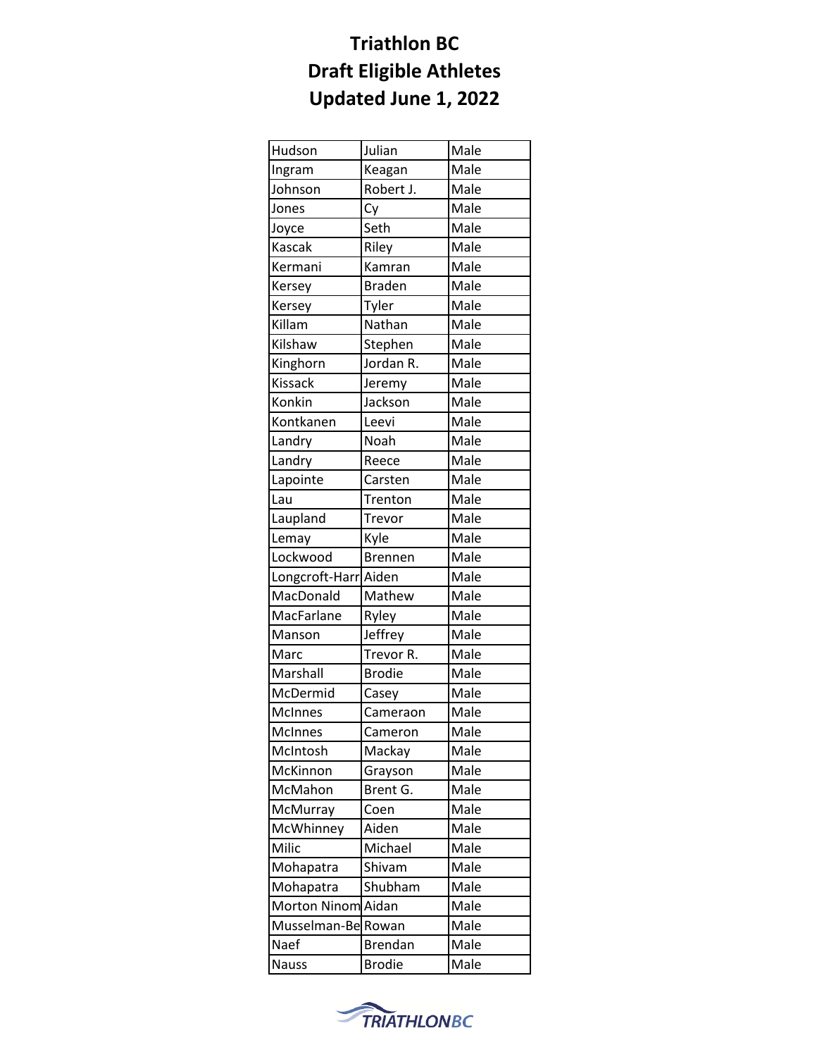# Triathlon BC
# Draft Eligible Athletes
# Updated June 1, 2022

| | | |
|---|---|---|
| Hudson | Julian | Male |
| Ingram | Keagan | Male |
| Johnson | Robert J. | Male |
| Jones | Cy | Male |
| Joyce | Seth | Male |
| Kascak | Riley | Male |
| Kermani | Kamran | Male |
| Kersey | Braden | Male |
| Kersey | Tyler | Male |
| Killam | Nathan | Male |
| Kilshaw | Stephen | Male |
| Kinghorn | Jordan R. | Male |
| Kissack | Jeremy | Male |
| Konkin | Jackson | Male |
| Kontkanen | Leevi | Male |
| Landry | Noah | Male |
| Landry | Reece | Male |
| Lapointe | Carsten | Male |
| Lau | Trenton | Male |
| Laupland | Trevor | Male |
| Lemay | Kyle | Male |
| Lockwood | Brennen | Male |
| Longcroft-Harr | Aiden | Male |
| MacDonald | Mathew | Male |
| MacFarlane | Ryley | Male |
| Manson | Jeffrey | Male |
| Marc | Trevor R. | Male |
| Marshall | Brodie | Male |
| McDermid | Casey | Male |
| McInnes | Cameraon | Male |
| McInnes | Cameron | Male |
| McIntosh | Mackay | Male |
| McKinnon | Grayson | Male |
| McMahon | Brent G. | Male |
| McMurray | Coen | Male |
| McWhinney | Aiden | Male |
| Milic | Michael | Male |
| Mohapatra | Shivam | Male |
| Mohapatra | Shubham | Male |
| Morton Ninom | Aidan | Male |
| Musselman-Be | Rowan | Male |
| Naef | Brendan | Male |
| Nauss | Brodie | Male |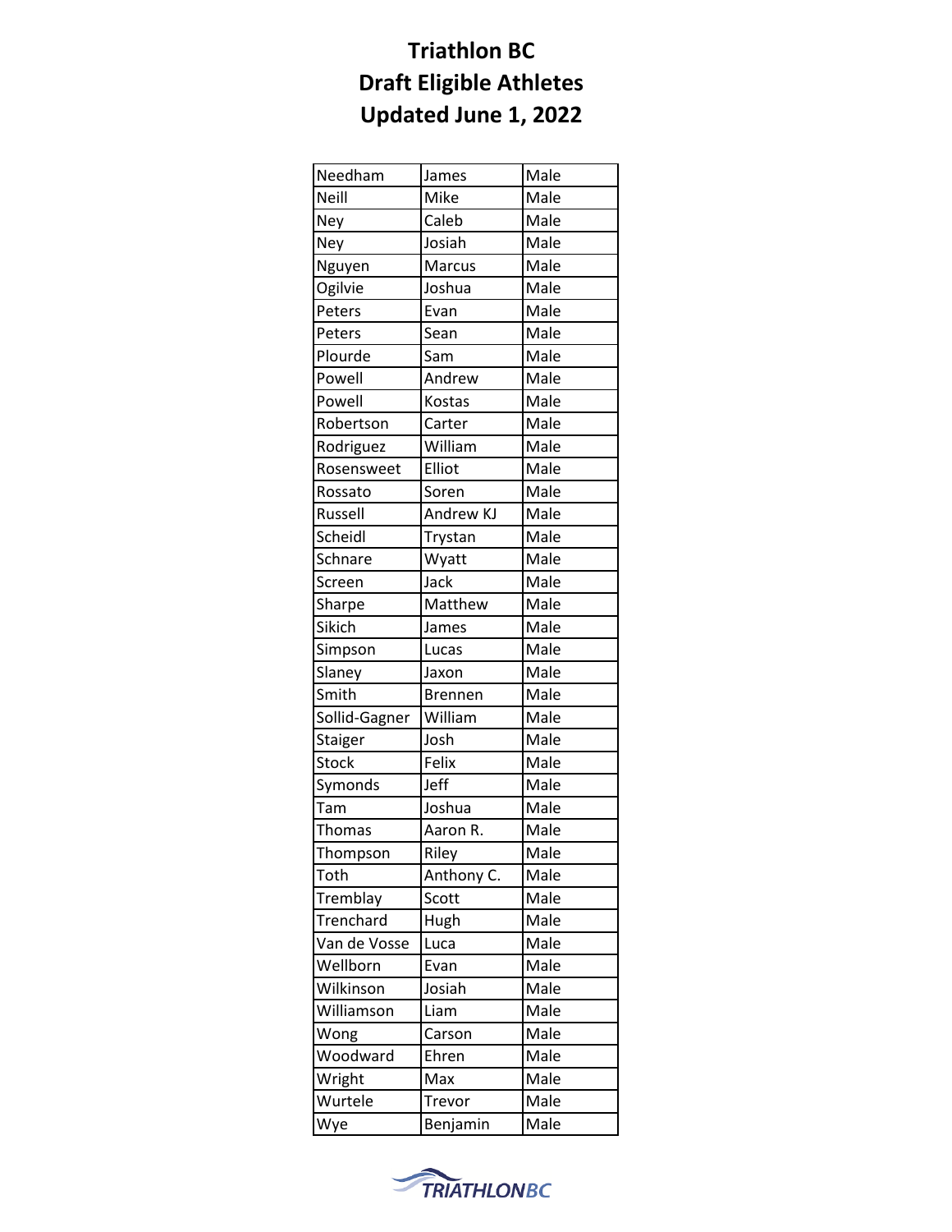# Triathlon BC
# Draft Eligible Athletes
# Updated June 1, 2022

| | | |
|---|---|---|
| Needham | James | Male |
| Neill | Mike | Male |
| Ney | Caleb | Male |
| Ney | Josiah | Male |
| Nguyen | Marcus | Male |
| Ogilvie | Joshua | Male |
| Peters | Evan | Male |
| Peters | Sean | Male |
| Plourde | Sam | Male |
| Powell | Andrew | Male |
| Powell | Kostas | Male |
| Robertson | Carter | Male |
| Rodriguez | William | Male |
| Rosensweet | Elliot | Male |
| Rossato | Soren | Male |
| Russell | Andrew KJ | Male |
| Scheidl | Trystan | Male |
| Schnare | Wyatt | Male |
| Screen | Jack | Male |
| Sharpe | Matthew | Male |
| Sikich | James | Male |
| Simpson | Lucas | Male |
| Slaney | Jaxon | Male |
| Smith | Brennen | Male |
| Sollid-Gagner | William | Male |
| Staiger | Josh | Male |
| Stock | Felix | Male |
| Symonds | Jeff | Male |
| Tam | Joshua | Male |
| Thomas | Aaron R. | Male |
| Thompson | Riley | Male |
| Toth | Anthony C. | Male |
| Tremblay | Scott | Male |
| Trenchard | Hugh | Male |
| Van de Vosse | Luca | Male |
| Wellborn | Evan | Male |
| Wilkinson | Josiah | Male |
| Williamson | Liam | Male |
| Wong | Carson | Male |
| Woodward | Ehren | Male |
| Wright | Max | Male |
| Wurtele | Trevor | Male |
| Wye | Benjamin | Male |

TRIATHLONBC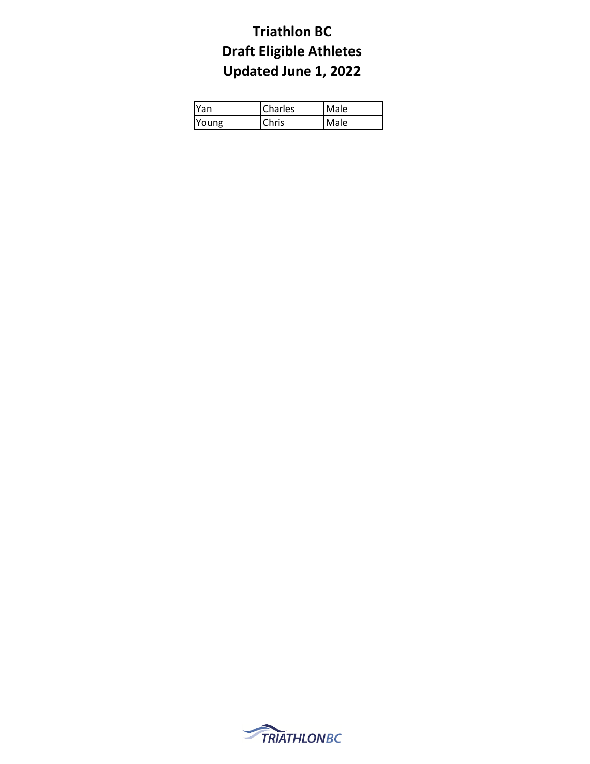# Triathlon BC
# Draft Eligible Athletes
# Updated June 1, 2022

| | | |
|---|---|---|
| Yan | Charles | Male |
| Young | Chris | Male |